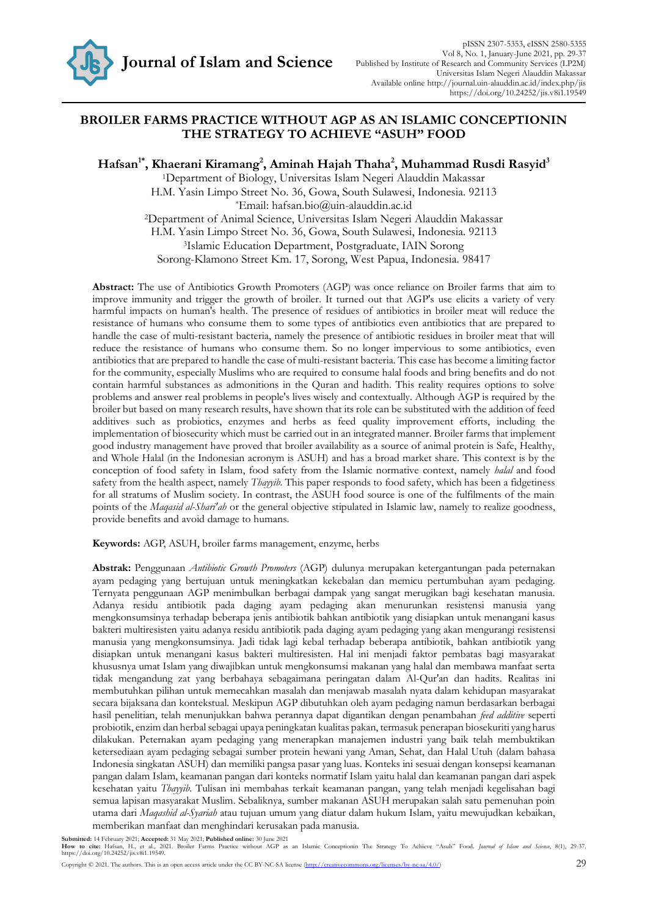# BROILER FARMS PRACTICE WITHOUT AGP AS AN ISLAMIC CONCEPTIONIN THE STRATEGY TO ACHIEVE "ASUH" FOOD

**Hafsan[1*], Khaerani Kiramang[2], Aminah Hajah Thaha[2], Muhammad Rusdi Rasyid[3]**

[1]Department of Biology, Universitas Islam Negeri Alauddin Makassar
H.M. Yasin Limpo Street No. 36, Gowa, South Sulawesi, Indonesia. 92113
[*]Email: hafsan.bio@uin-alauddin.ac.id
[2]Department of Animal Science, Universitas Islam Negeri Alauddin Makassar
H.M. Yasin Limpo Street No. 36, Gowa, South Sulawesi, Indonesia. 92113
[3]Islamic Education Department, Postgraduate, IAIN Sorong
Sorong-Klamono Street Km. 17, Sorong, West Papua, Indonesia. 98417

**Abstract:** The use of Antibiotics Growth Promoters (AGP) was once reliance on Broiler farms that aim to improve immunity and trigger the growth of broiler. It turned out that AGP's use elicits a variety of very harmful impacts on human's health. The presence of residues of antibiotics in broiler meat will reduce the resistance of humans who consume them to some types of antibiotics even antibiotics that are prepared to handle the case of multi-resistant bacteria, namely the presence of antibiotic residues in broiler meat that will reduce the resistance of humans who consume them. So no longer impervious to some antibiotics, even antibiotics that are prepared to handle the case of multi-resistant bacteria. This case has become a limiting factor for the community, especially Muslims who are required to consume halal foods and bring benefits and do not contain harmful substances as admonitions in the Quran and hadith. This reality requires options to solve problems and answer real problems in people's lives wisely and contextually. Although AGP is required by the broiler but based on many research results, have shown that its role can be substituted with the addition of feed additives such as probiotics, enzymes and herbs as feed quality improvement efforts, including the implementation of biosecurity which must be carried out in an integrated manner. Broiler farms that implement good industry management have proved that broiler availability as a source of animal protein is Safe, Healthy, and Whole Halal (in the Indonesian acronym is ASUH) and has a broad market share. This context is by the conception of food safety in Islam, food safety from the Islamic normative context, namely *halal* and food safety from the health aspect, namely *Thayyib*. This paper responds to food safety, which has been a fidgetiness for all stratums of Muslim society. In contrast, the ASUH food source is one of the fulfilments of the main points of the *Maqasid al-Shari'ah* or the general objective stipulated in Islamic law, namely to realize goodness, provide benefits and avoid damage to humans.

**Keywords:** AGP, ASUH, broiler farms management, enzyme, herbs

**Abstrak:** Penggunaan *Antibiotic Growth Promoters* (AGP) dulunya merupakan ketergantungan pada peternakan ayam pedaging yang bertujuan untuk meningkatkan kekebalan dan memicu pertumbuhan ayam pedaging. Ternyata penggunaan AGP menimbulkan berbagai dampak yang sangat merugikan bagi kesehatan manusia. Adanya residu antibiotik pada daging ayam pedaging akan menurunkan resistensi manusia yang mengkonsumsinya terhadap beberapa jenis antibiotik bahkan antibiotik yang disiapkan untuk menangani kasus bakteri multiresisten yaitu adanya residu antibiotik pada daging ayam pedaging yang akan mengurangi resistensi manusia yang mengkonsumsinya. Jadi tidak lagi kebal terhadap beberapa antibiotik, bahkan antibiotik yang disiapkan untuk menangani kasus bakteri multiresisten. Hal ini menjadi faktor pembatas bagi masyarakat khususnya umat Islam yang diwajibkan untuk mengkonsumsi makanan yang halal dan membawa manfaat serta tidak mengandung zat yang berbahaya sebagaimana peringatan dalam Al-Qur'an dan hadits. Realitas ini membutuhkan pilihan untuk memecahkan masalah dan menjawab masalah nyata dalam kehidupan masyarakat secara bijaksana dan kontekstual. Meskipun AGP dibutuhkan oleh ayam pedaging namun berdasarkan berbagai hasil penelitian, telah menunjukkan bahwa perannya dapat digantikan dengan penambahan *feed additive* seperti probiotik, enzim dan herbal sebagai upaya peningkatan kualitas pakan, termasuk penerapan biosekuriti yang harus dilakukan. Peternakan ayam pedaging yang menerapkan manajemen industri yang baik telah membuktikan ketersediaan ayam pedaging sebagai sumber protein hewani yang Aman, Sehat, dan Halal Utuh (dalam bahasa Indonesia singkatan ASUH) dan memiliki pangsa pasar yang luas. Konteks ini sesuai dengan konsepsi keamanan pangan dalam Islam, keamanan pangan dari konteks normatif Islam yaitu halal dan keamanan pangan dari aspek kesehatan yaitu *Thayyib*. Tulisan ini membahas terkait keamanan pangan, yang telah menjadi kegelisahan bagi semua lapisan masyarakat Muslim. Sebaliknya, sumber makanan ASUH merupakan salah satu pemenuhan poin utama dari *Maqashid al-Syariah* atau tujuan umum yang diatur dalam hukum Islam, yaitu mewujudkan kebaikan, memberikan manfaat dan menghindari kerusakan pada manusia.

**Submitted:** 14 February 2021; **Accepted:** 31 May 2021; **Published online:** 30 June 2021
**How to cite:** Hafsan, H., et al., 2021. Broiler Farms Practice without AGP as an Islamic Conceptionin The Strategy To Achieve "Asuh" Food. *Journal of Islam and Science*, 8(1), 29-37. https://doi.org/10.24252/jis.v8i1.19549.

Copyright © 2021. The authors. This is an open access article under the CC BY-NC-SA license (http://creativecommons.org/licenses/by-nc-sa/4.0/)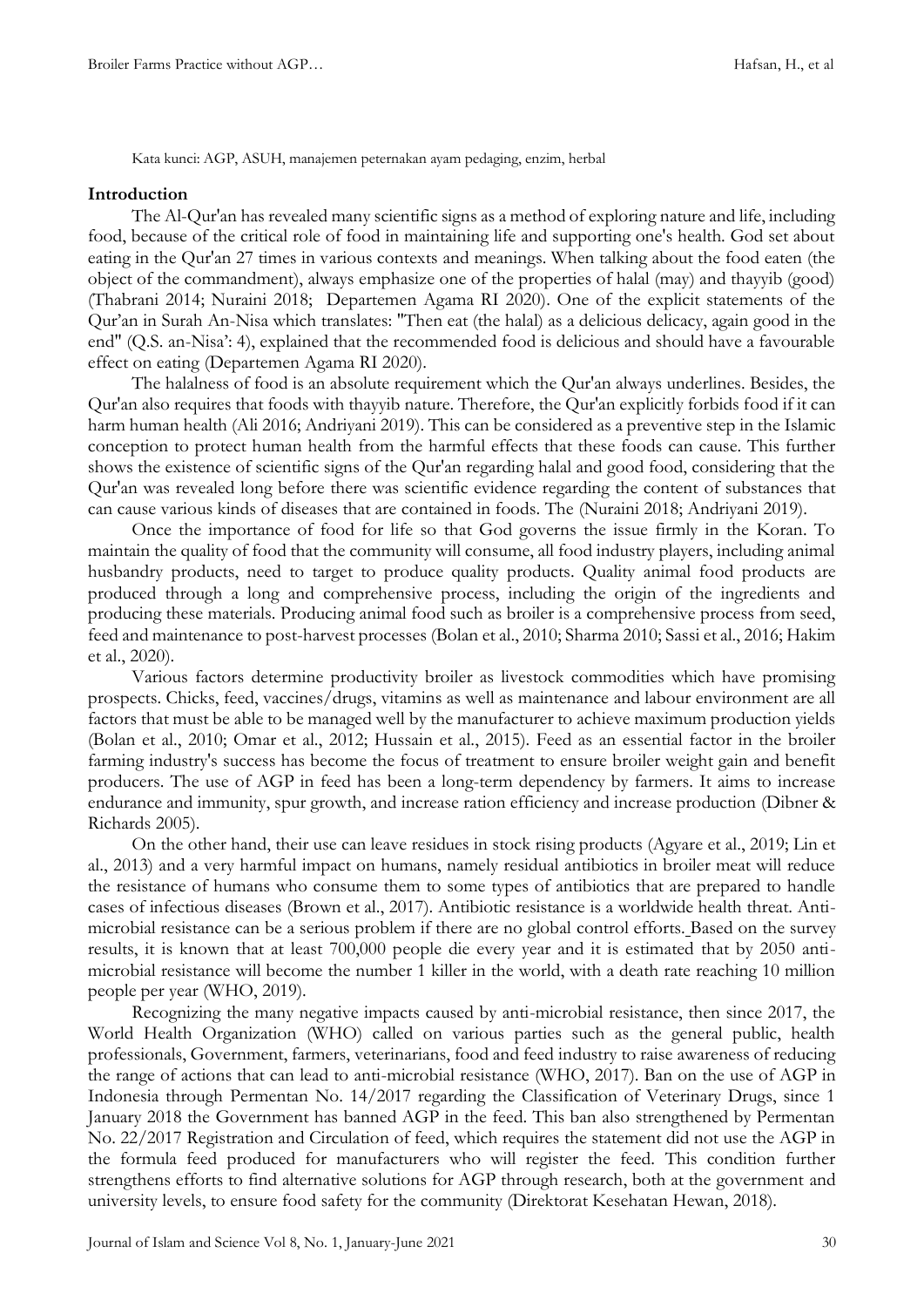Kata kunci: AGP, ASUH, manajemen peternakan ayam pedaging, enzim, herbal

## Introduction

The Al-Qur'an has revealed many scientific signs as a method of exploring nature and life, including food, because of the critical role of food in maintaining life and supporting one's health. God set about eating in the Qur'an 27 times in various contexts and meanings. When talking about the food eaten (the object of the commandment), always emphasize one of the properties of halal (may) and thayyib (good) (Thabrani 2014; Nuraini 2018; Departemen Agama RI 2020). One of the explicit statements of the Qur'an in Surah An-Nisa which translates: "Then eat (the halal) as a delicious delicacy, again good in the end" (Q.S. an-Nisa': 4), explained that the recommended food is delicious and should have a favourable effect on eating (Departemen Agama RI 2020).

The halalness of food is an absolute requirement which the Qur'an always underlines. Besides, the Qur'an also requires that foods with thayyib nature. Therefore, the Qur'an explicitly forbids food if it can harm human health (Ali 2016; Andriyani 2019). This can be considered as a preventive step in the Islamic conception to protect human health from the harmful effects that these foods can cause. This further shows the existence of scientific signs of the Qur'an regarding halal and good food, considering that the Qur'an was revealed long before there was scientific evidence regarding the content of substances that can cause various kinds of diseases that are contained in foods. The (Nuraini 2018; Andriyani 2019).

Once the importance of food for life so that God governs the issue firmly in the Koran. To maintain the quality of food that the community will consume, all food industry players, including animal husbandry products, need to target to produce quality products. Quality animal food products are produced through a long and comprehensive process, including the origin of the ingredients and producing these materials. Producing animal food such as broiler is a comprehensive process from seed, feed and maintenance to post-harvest processes (Bolan et al., 2010; Sharma 2010; Sassi et al., 2016; Hakim et al., 2020).

Various factors determine productivity broiler as livestock commodities which have promising prospects. Chicks, feed, vaccines/drugs, vitamins as well as maintenance and labour environment are all factors that must be able to be managed well by the manufacturer to achieve maximum production yields (Bolan et al., 2010; Omar et al., 2012; Hussain et al., 2015). Feed as an essential factor in the broiler farming industry's success has become the focus of treatment to ensure broiler weight gain and benefit producers. The use of AGP in feed has been a long-term dependency by farmers. It aims to increase endurance and immunity, spur growth, and increase ration efficiency and increase production (Dibner & Richards 2005).

On the other hand, their use can leave residues in stock rising products (Agyare et al., 2019; Lin et al., 2013) and a very harmful impact on humans, namely residual antibiotics in broiler meat will reduce the resistance of humans who consume them to some types of antibiotics that are prepared to handle cases of infectious diseases (Brown et al., 2017). Antibiotic resistance is a worldwide health threat. Anti-microbial resistance can be a serious problem if there are no global control efforts. Based on the survey results, it is known that at least 700,000 people die every year and it is estimated that by 2050 anti-microbial resistance will become the number 1 killer in the world, with a death rate reaching 10 million people per year (WHO, 2019).

Recognizing the many negative impacts caused by anti-microbial resistance, then since 2017, the World Health Organization (WHO) called on various parties such as the general public, health professionals, Government, farmers, veterinarians, food and feed industry to raise awareness of reducing the range of actions that can lead to anti-microbial resistance (WHO, 2017). Ban on the use of AGP in Indonesia through Permentan No. 14/2017 regarding the Classification of Veterinary Drugs, since 1 January 2018 the Government has banned AGP in the feed. This ban also strengthened by Permentan No. 22/2017 Registration and Circulation of feed, which requires the statement did not use the AGP in the formula feed produced for manufacturers who will register the feed. This condition further strengthens efforts to find alternative solutions for AGP through research, both at the government and university levels, to ensure food safety for the community (Direktorat Kesehatan Hewan, 2018).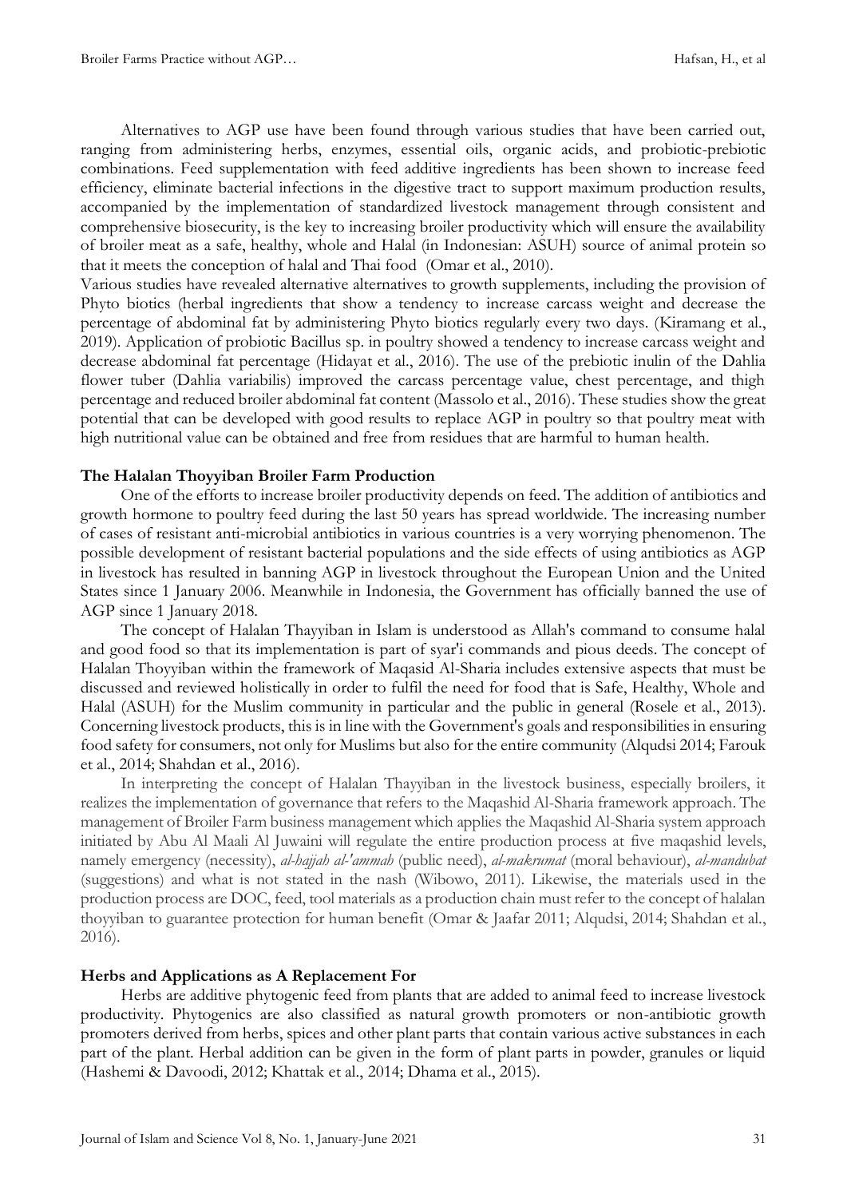Alternatives to AGP use have been found through various studies that have been carried out, ranging from administering herbs, enzymes, essential oils, organic acids, and probiotic-prebiotic combinations. Feed supplementation with feed additive ingredients has been shown to increase feed efficiency, eliminate bacterial infections in the digestive tract to support maximum production results, accompanied by the implementation of standardized livestock management through consistent and comprehensive biosecurity, is the key to increasing broiler productivity which will ensure the availability of broiler meat as a safe, healthy, whole and Halal (in Indonesian: ASUH) source of animal protein so that it meets the conception of halal and Thai food (Omar et al., 2010).

Various studies have revealed alternative alternatives to growth supplements, including the provision of Phyto biotics (herbal ingredients that show a tendency to increase carcass weight and decrease the percentage of abdominal fat by administering Phyto biotics regularly every two days. (Kiramang et al., 2019). Application of probiotic Bacillus sp. in poultry showed a tendency to increase carcass weight and decrease abdominal fat percentage (Hidayat et al., 2016). The use of the prebiotic inulin of the Dahlia flower tuber (Dahlia variabilis) improved the carcass percentage value, chest percentage, and thigh percentage and reduced broiler abdominal fat content (Massolo et al., 2016). These studies show the great potential that can be developed with good results to replace AGP in poultry so that poultry meat with high nutritional value can be obtained and free from residues that are harmful to human health.

**The Halalan Thoyyiban Broiler Farm Production**

One of the efforts to increase broiler productivity depends on feed. The addition of antibiotics and growth hormone to poultry feed during the last 50 years has spread worldwide. The increasing number of cases of resistant anti-microbial antibiotics in various countries is a very worrying phenomenon. The possible development of resistant bacterial populations and the side effects of using antibiotics as AGP in livestock has resulted in banning AGP in livestock throughout the European Union and the United States since 1 January 2006. Meanwhile in Indonesia, the Government has officially banned the use of AGP since 1 January 2018.

The concept of Halalan Thayyiban in Islam is understood as Allah's command to consume halal and good food so that its implementation is part of syar'i commands and pious deeds. The concept of Halalan Thoyyiban within the framework of Maqasid Al-Sharia includes extensive aspects that must be discussed and reviewed holistically in order to fulfil the need for food that is Safe, Healthy, Whole and Halal (ASUH) for the Muslim community in particular and the public in general (Rosele et al., 2013). Concerning livestock products, this is in line with the Government's goals and responsibilities in ensuring food safety for consumers, not only for Muslims but also for the entire community (Alqudsi 2014; Farouk et al., 2014; Shahdan et al., 2016).

In interpreting the concept of Halalan Thayyiban in the livestock business, especially broilers, it realizes the implementation of governance that refers to the Maqashid Al-Sharia framework approach. The management of Broiler Farm business management which applies the Maqashid Al-Sharia system approach initiated by Abu Al Maali Al Juwaini will regulate the entire production process at five maqashid levels, namely emergency (necessity), *al-hajjah al-'ammah* (public need), *al-makrumat* (moral behaviour), *al-mandubat* (suggestions) and what is not stated in the nash (Wibowo, 2011). Likewise, the materials used in the production process are DOC, feed, tool materials as a production chain must refer to the concept of halalan thoyyiban to guarantee protection for human benefit (Omar & Jaafar 2011; Alqudsi, 2014; Shahdan et al., 2016).

**Herbs and Applications as A Replacement For**

Herbs are additive phytogenic feed from plants that are added to animal feed to increase livestock productivity. Phytogenics are also classified as natural growth promoters or non-antibiotic growth promoters derived from herbs, spices and other plant parts that contain various active substances in each part of the plant. Herbal addition can be given in the form of plant parts in powder, granules or liquid (Hashemi & Davoodi, 2012; Khattak et al., 2014; Dhama et al., 2015).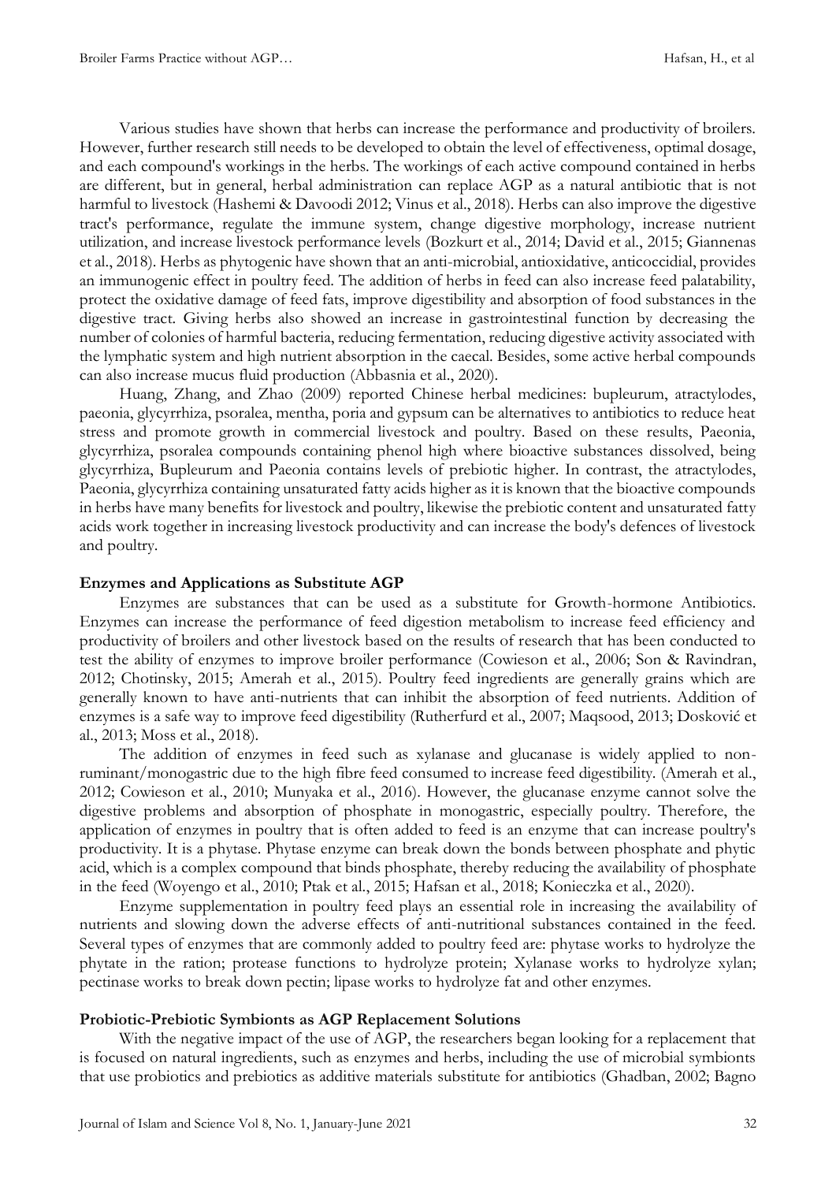Various studies have shown that herbs can increase the performance and productivity of broilers. However, further research still needs to be developed to obtain the level of effectiveness, optimal dosage, and each compound's workings in the herbs. The workings of each active compound contained in herbs are different, but in general, herbal administration can replace AGP as a natural antibiotic that is not harmful to livestock (Hashemi & Davoodi 2012; Vinus et al., 2018). Herbs can also improve the digestive tract's performance, regulate the immune system, change digestive morphology, increase nutrient utilization, and increase livestock performance levels (Bozkurt et al., 2014; David et al., 2015; Giannenas et al., 2018). Herbs as phytogenic have shown that an anti-microbial, antioxidative, anticoccidial, provides an immunogenic effect in poultry feed. The addition of herbs in feed can also increase feed palatability, protect the oxidative damage of feed fats, improve digestibility and absorption of food substances in the digestive tract. Giving herbs also showed an increase in gastrointestinal function by decreasing the number of colonies of harmful bacteria, reducing fermentation, reducing digestive activity associated with the lymphatic system and high nutrient absorption in the caecal. Besides, some active herbal compounds can also increase mucus fluid production (Abbasnia et al., 2020).

Huang, Zhang, and Zhao (2009) reported Chinese herbal medicines: bupleurum, atractylodes, paeonia, glycyrrhiza, psoralea, mentha, poria and gypsum can be alternatives to antibiotics to reduce heat stress and promote growth in commercial livestock and poultry. Based on these results, Paeonia, glycyrrhiza, psoralea compounds containing phenol high where bioactive substances dissolved, being glycyrrhiza, Bupleurum and Paeonia contains levels of prebiotic higher. In contrast, the atractylodes, Paeonia, glycyrrhiza containing unsaturated fatty acids higher as it is known that the bioactive compounds in herbs have many benefits for livestock and poultry, likewise the prebiotic content and unsaturated fatty acids work together in increasing livestock productivity and can increase the body's defences of livestock and poultry.

**Enzymes and Applications as Substitute AGP**

Enzymes are substances that can be used as a substitute for Growth-hormone Antibiotics. Enzymes can increase the performance of feed digestion metabolism to increase feed efficiency and productivity of broilers and other livestock based on the results of research that has been conducted to test the ability of enzymes to improve broiler performance (Cowieson et al., 2006; Son & Ravindran, 2012; Chotinsky, 2015; Amerah et al., 2015). Poultry feed ingredients are generally grains which are generally known to have anti-nutrients that can inhibit the absorption of feed nutrients. Addition of enzymes is a safe way to improve feed digestibility (Rutherfurd et al., 2007; Maqsood, 2013; Dosković et al., 2013; Moss et al., 2018).

The addition of enzymes in feed such as xylanase and glucanase is widely applied to non-ruminant/monogastric due to the high fibre feed consumed to increase feed digestibility. (Amerah et al., 2012; Cowieson et al., 2010; Munyaka et al., 2016). However, the glucanase enzyme cannot solve the digestive problems and absorption of phosphate in monogastric, especially poultry. Therefore, the application of enzymes in poultry that is often added to feed is an enzyme that can increase poultry's productivity. It is a phytase. Phytase enzyme can break down the bonds between phosphate and phytic acid, which is a complex compound that binds phosphate, thereby reducing the availability of phosphate in the feed (Woyengo et al., 2010; Ptak et al., 2015; Hafsan et al., 2018; Konieczka et al., 2020).

Enzyme supplementation in poultry feed plays an essential role in increasing the availability of nutrients and slowing down the adverse effects of anti-nutritional substances contained in the feed. Several types of enzymes that are commonly added to poultry feed are: phytase works to hydrolyze the phytate in the ration; protease functions to hydrolyze protein; Xylanase works to hydrolyze xylan; pectinase works to break down pectin; lipase works to hydrolyze fat and other enzymes.

**Probiotic-Prebiotic Symbionts as AGP Replacement Solutions**

With the negative impact of the use of AGP, the researchers began looking for a replacement that is focused on natural ingredients, such as enzymes and herbs, including the use of microbial symbionts that use probiotics and prebiotics as additive materials substitute for antibiotics (Ghadban, 2002; Bagno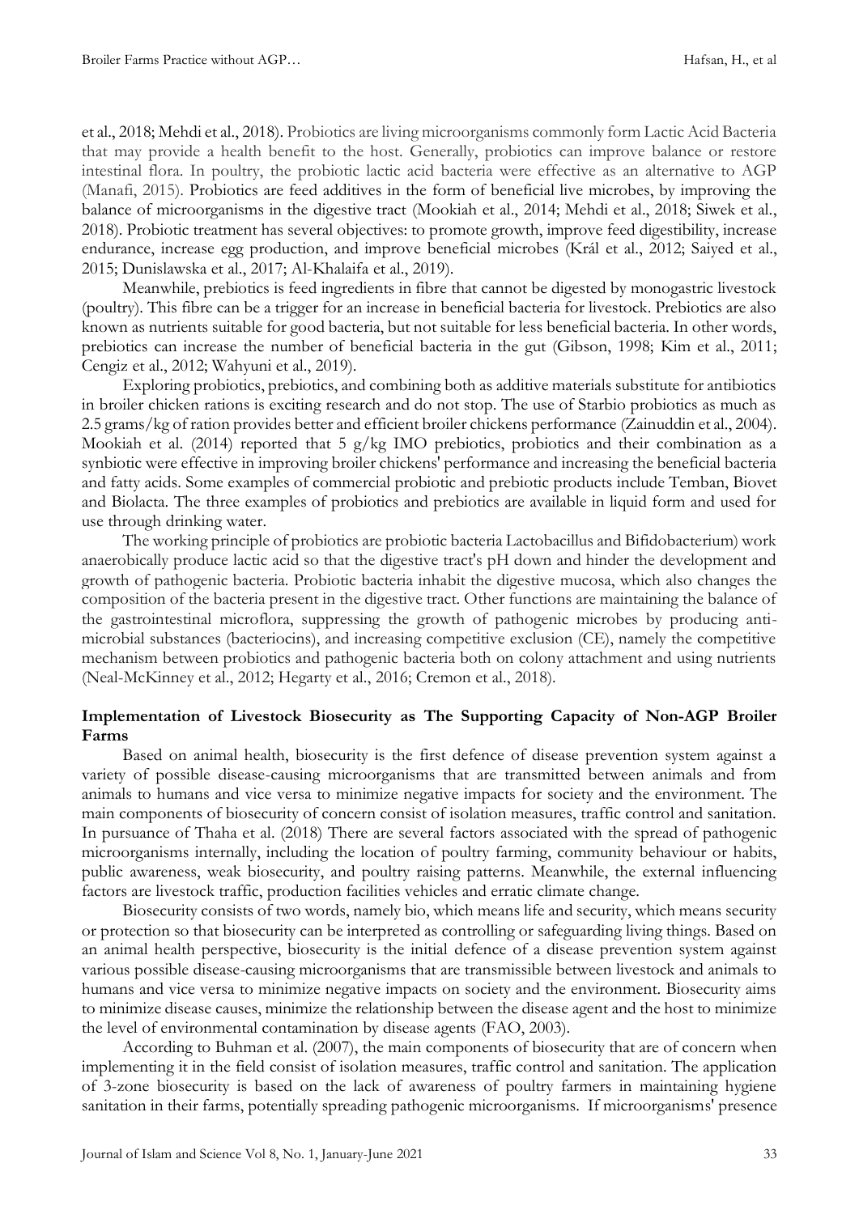et al., 2018; Mehdi et al., 2018). Probiotics are living microorganisms commonly form Lactic Acid Bacteria that may provide a health benefit to the host. Generally, probiotics can improve balance or restore intestinal flora. In poultry, the probiotic lactic acid bacteria were effective as an alternative to AGP (Manafi, 2015). Probiotics are feed additives in the form of beneficial live microbes, by improving the balance of microorganisms in the digestive tract (Mookiah et al., 2014; Mehdi et al., 2018; Siwek et al., 2018). Probiotic treatment has several objectives: to promote growth, improve feed digestibility, increase endurance, increase egg production, and improve beneficial microbes (Král et al., 2012; Saiyed et al., 2015; Dunislawska et al., 2017; Al-Khalaifa et al., 2019).

Meanwhile, prebiotics is feed ingredients in fibre that cannot be digested by monogastric livestock (poultry). This fibre can be a trigger for an increase in beneficial bacteria for livestock. Prebiotics are also known as nutrients suitable for good bacteria, but not suitable for less beneficial bacteria. In other words, prebiotics can increase the number of beneficial bacteria in the gut (Gibson, 1998; Kim et al., 2011; Cengiz et al., 2012; Wahyuni et al., 2019).

Exploring probiotics, prebiotics, and combining both as additive materials substitute for antibiotics in broiler chicken rations is exciting research and do not stop. The use of Starbio probiotics as much as 2.5 grams/kg of ration provides better and efficient broiler chickens performance (Zainuddin et al., 2004). Mookiah et al. (2014) reported that 5 g/kg IMO prebiotics, probiotics and their combination as a synbiotic were effective in improving broiler chickens' performance and increasing the beneficial bacteria and fatty acids. Some examples of commercial probiotic and prebiotic products include Temban, Biovet and Biolacta. The three examples of probiotics and prebiotics are available in liquid form and used for use through drinking water.

The working principle of probiotics are probiotic bacteria Lactobacillus and Bifidobacterium) work anaerobically produce lactic acid so that the digestive tract's pH down and hinder the development and growth of pathogenic bacteria. Probiotic bacteria inhabit the digestive mucosa, which also changes the composition of the bacteria present in the digestive tract. Other functions are maintaining the balance of the gastrointestinal microflora, suppressing the growth of pathogenic microbes by producing anti-microbial substances (bacteriocins), and increasing competitive exclusion (CE), namely the competitive mechanism between probiotics and pathogenic bacteria both on colony attachment and using nutrients (Neal-McKinney et al., 2012; Hegarty et al., 2016; Cremon et al., 2018).

## Implementation of Livestock Biosecurity as The Supporting Capacity of Non-AGP Broiler Farms

Based on animal health, biosecurity is the first defence of disease prevention system against a variety of possible disease-causing microorganisms that are transmitted between animals and from animals to humans and vice versa to minimize negative impacts for society and the environment. The main components of biosecurity of concern consist of isolation measures, traffic control and sanitation. In pursuance of Thaha et al. (2018) There are several factors associated with the spread of pathogenic microorganisms internally, including the location of poultry farming, community behaviour or habits, public awareness, weak biosecurity, and poultry raising patterns. Meanwhile, the external influencing factors are livestock traffic, production facilities vehicles and erratic climate change.

Biosecurity consists of two words, namely bio, which means life and security, which means security or protection so that biosecurity can be interpreted as controlling or safeguarding living things. Based on an animal health perspective, biosecurity is the initial defence of a disease prevention system against various possible disease-causing microorganisms that are transmissible between livestock and animals to humans and vice versa to minimize negative impacts on society and the environment. Biosecurity aims to minimize disease causes, minimize the relationship between the disease agent and the host to minimize the level of environmental contamination by disease agents (FAO, 2003).

According to Buhman et al. (2007), the main components of biosecurity that are of concern when implementing it in the field consist of isolation measures, traffic control and sanitation. The application of 3-zone biosecurity is based on the lack of awareness of poultry farmers in maintaining hygiene sanitation in their farms, potentially spreading pathogenic microorganisms. If microorganisms' presence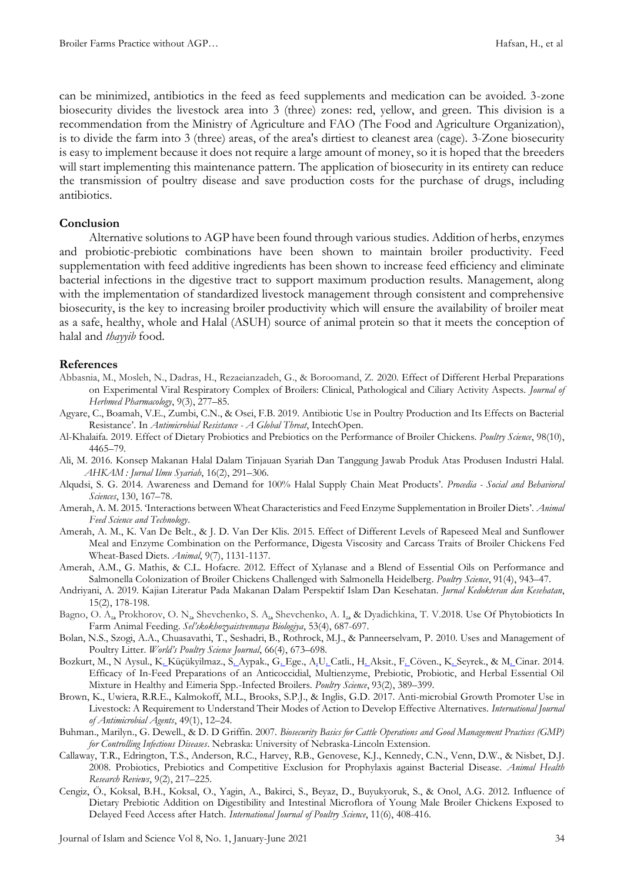can be minimized, antibiotics in the feed as feed supplements and medication can be avoided. 3-zone biosecurity divides the livestock area into 3 (three) zones: red, yellow, and green. This division is a recommendation from the Ministry of Agriculture and FAO (The Food and Agriculture Organization), is to divide the farm into 3 (three) areas, of the area's dirtiest to cleanest area (cage). 3-Zone biosecurity is easy to implement because it does not require a large amount of money, so it is hoped that the breeders will start implementing this maintenance pattern. The application of biosecurity in its entirety can reduce the transmission of poultry disease and save production costs for the purchase of drugs, including antibiotics.

## Conclusion

Alternative solutions to AGP have been found through various studies. Addition of herbs, enzymes and probiotic-prebiotic combinations have been shown to maintain broiler productivity. Feed supplementation with feed additive ingredients has been shown to increase feed efficiency and eliminate bacterial infections in the digestive tract to support maximum production results. Management, along with the implementation of standardized livestock management through consistent and comprehensive biosecurity, is the key to increasing broiler productivity which will ensure the availability of broiler meat as a safe, healthy, whole and Halal (ASUH) source of animal protein so that it meets the conception of halal and *thayyib* food.

## References

Abbasnia, M., Mosleh, N., Dadras, H., Rezaeianzadeh, G., & Boroomand, Z. 2020. Effect of Different Herbal Preparations on Experimental Viral Respiratory Complex of Broilers: Clinical, Pathological and Ciliary Activity Aspects. *Journal of Herbmed Pharmacology*, 9(3), 277–85.

Agyare, C., Boamah, V.E., Zumbi, C.N., & Osei, F.B. 2019. Antibiotic Use in Poultry Production and Its Effects on Bacterial Resistance'. In *Antimicrobial Resistance - A Global Threat*, IntechOpen.

Al-Khalaifa. 2019. Effect of Dietary Probiotics and Prebiotics on the Performance of Broiler Chickens. *Poultry Science*, 98(10), 4465–79.

Ali, M. 2016. Konsep Makanan Halal Dalam Tinjauan Syariah Dan Tanggung Jawab Produk Atas Produsen Industri Halal. *AHKAM : Jurnal Ilmu Syariah*, 16(2), 291–306.

Alqudsi, S. G. 2014. Awareness and Demand for 100% Halal Supply Chain Meat Products'. *Procedia - Social and Behavioral Sciences*, 130, 167–78.

Amerah, A. M. 2015. 'Interactions between Wheat Characteristics and Feed Enzyme Supplementation in Broiler Diets'. *Animal Feed Science and Technology*.

Amerah, A. M., K. Van De Belt., & J. D. Van Der Klis. 2015. Effect of Different Levels of Rapeseed Meal and Sunflower Meal and Enzyme Combination on the Performance, Digesta Viscosity and Carcass Traits of Broiler Chickens Fed Wheat-Based Diets. *Animal*, 9(7), 1131-1137.

Amerah, A.M., G. Mathis, & C.L. Hofacre. 2012. Effect of Xylanase and a Blend of Essential Oils on Performance and Salmonella Colonization of Broiler Chickens Challenged with Salmonella Heidelberg. *Poultry Science*, 91(4), 943–47.

Andriyani, A. 2019. Kajian Literatur Pada Makanan Dalam Perspektif Islam Dan Kesehatan. *Jurnal Kedokteran dan Kesehatan*, 15(2), 178-198.

Bagno, O. A., Prokhorov, O. N., Shevchenko, S. A., Shevchenko, A. I., & Dyadichkina, T. V.2018. Use Of Phytobioticts In Farm Animal Feeding. *Sel'skokhozyaistvennaya Biologiya*, 53(4), 687-697.

Bolan, N.S., Szogi, A.A., Chuasavathi, T., Seshadri, B., Rothrock, M.J., & Panneerselvam, P. 2010. Uses and Management of Poultry Litter. *World's Poultry Science Journal*, 66(4), 673–698.

Bozkurt, M., N Aysul., K. Küçükyilmaz., S. Aypak., G. Ege., A.U. Catli., H. Aksit., F. Cöven., K. Seyrek., & M. Cinar. 2014. Efficacy of In-Feed Preparations of an Anticoccidial, Multienzyme, Prebiotic, Probiotic, and Herbal Essential Oil Mixture in Healthy and Eimeria Spp.-Infected Broilers. *Poultry Science*, 93(2), 389–399.

Brown, K., Uwiera, R.R.E., Kalmokoff, M.L., Brooks, S.P.J., & Inglis, G.D. 2017. Anti-microbial Growth Promoter Use in Livestock: A Requirement to Understand Their Modes of Action to Develop Effective Alternatives. *International Journal of Antimicrobial Agents*, 49(1), 12–24.

Buhman., Marilyn., G. Dewell., & D. D Griffin. 2007. *Biosecurity Basics for Cattle Operations and Good Management Practices (GMP) for Controlling Infectious Diseases*. Nebraska: University of Nebraska-Lincoln Extension.

Callaway, T.R., Edrington, T.S., Anderson, R.C., Harvey, R.B., Genovese, K.J., Kennedy, C.N., Venn, D.W., & Nisbet, D.J. 2008. Probiotics, Prebiotics and Competitive Exclusion for Prophylaxis against Bacterial Disease. *Animal Health Research Reviews*, 9(2), 217–225.

Cengiz, Ö., Koksal, B.H., Koksal, O., Yagin, A., Bakirci, S., Beyaz, D., Buyukyoruk, S., & Onol, A.G. 2012. Influence of Dietary Prebiotic Addition on Digestibility and Intestinal Microflora of Young Male Broiler Chickens Exposed to Delayed Feed Access after Hatch. *International Journal of Poultry Science*, 11(6), 408-416.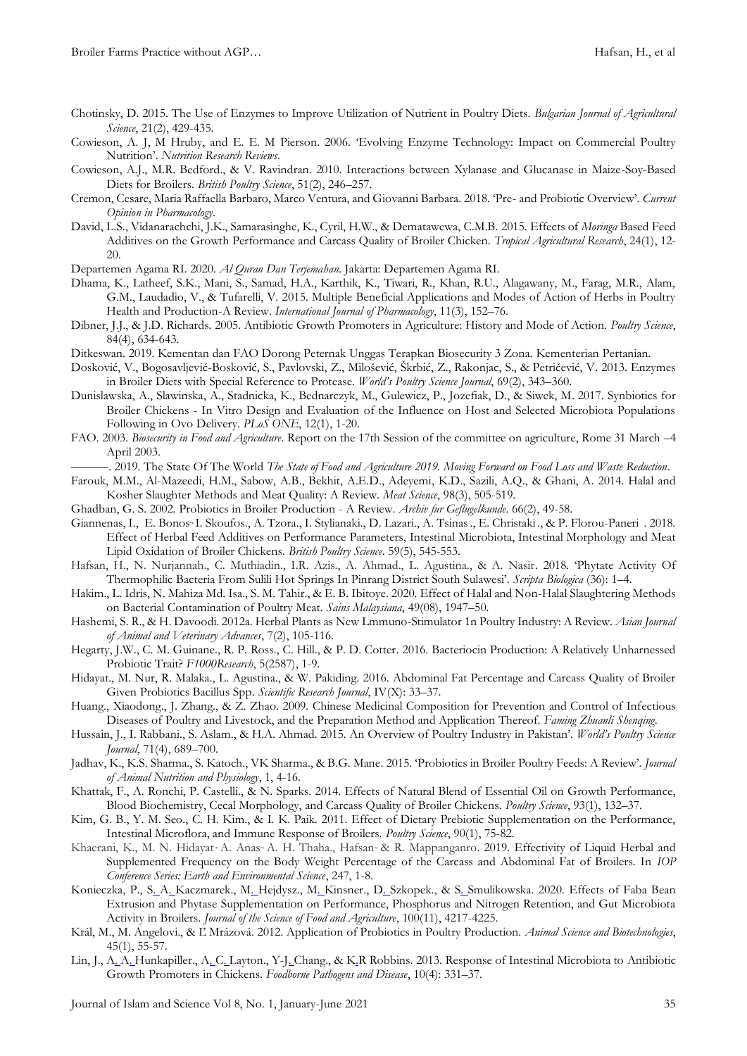Chotinsky, D. 2015. The Use of Enzymes to Improve Utilization of Nutrient in Poultry Diets. *Bulgarian Journal of Agricultural Science*, 21(2), 429-435.

Cowieson, A. J, M Hruby, and E. E. M Pierson. 2006. 'Evolving Enzyme Technology: Impact on Commercial Poultry Nutrition'. *Nutrition Research Reviews*.

Cowieson, A.J., M.R. Bedford., & V. Ravindran. 2010. Interactions between Xylanase and Glucanase in Maize-Soy-Based Diets for Broilers. *British Poultry Science*, 51(2), 246–257.

Cremon, Cesare, Maria Raffaella Barbaro, Marco Ventura, and Giovanni Barbara. 2018. 'Pre- and Probiotic Overview'. *Current Opinion in Pharmacology*.

David, L.S., Vidanarachchi, J.K., Samarasinghe, K., Cyril, H.W., & Dematawewa, C.M.B. 2015. Effects of *Moringa* Based Feed Additives on the Growth Performance and Carcass Quality of Broiler Chicken. *Tropical Agricultural Research*, 24(1), 12-20.

Departemen Agama RI. 2020. *Al Quran Dan Terjemahan*. Jakarta: Departemen Agama RI.

Dhama, K., Latheef, S.K., Mani, S., Samad, H.A., Karthik, K., Tiwari, R., Khan, R.U., Alagawany, M., Farag, M.R., Alam, G.M., Laudadio, V., & Tufarelli, V. 2015. Multiple Beneficial Applications and Modes of Action of Herbs in Poultry Health and Production-A Review. *International Journal of Pharmacology*, 11(3), 152–76.

Dibner, J.J., & J.D. Richards. 2005. Antibiotic Growth Promoters in Agriculture: History and Mode of Action. *Poultry Science*, 84(4), 634-643.

Ditkeswan. 2019. Kementan dan FAO Dorong Peternak Unggas Terapkan Biosecurity 3 Zona. Kementerian Pertanian.

Dosković, V., Bogosavljević-Bosković, S., Pavlovski, Z., Milošević, Škrbić, Z., Rakonjac, S., & Petričević, V. 2013. Enzymes in Broiler Diets with Special Reference to Protease. *World's Poultry Science Journal*, 69(2), 343–360.

Dunislawska, A., Slawinska, A., Stadnicka, K., Bednarczyk, M., Gulewicz, P., Jozefiak, D., & Siwek, M. 2017. Synbiotics for Broiler Chickens - In Vitro Design and Evaluation of the Influence on Host and Selected Microbiota Populations Following in Ovo Delivery. *PLoS ONE*, 12(1), 1-20.

FAO. 2003. *Biosecurity in Food and Agriculture*. Report on the 17th Session of the committee on agriculture, Rome 31 March –4 April 2003.

———. 2019. The State Of The World *The State of Food and Agriculture 2019. Moving Forward on Food Loss and Waste Reduction*.

Farouk, M.M., Al-Mazeedi, H.M., Sabow, A.B., Bekhit, A.E.D., Adeyemi, K.D., Sazili, A.Q., & Ghani, A. 2014. Halal and Kosher Slaughter Methods and Meat Quality: A Review. *Meat Science*, 98(3), 505-519.

Ghadban, G. S. 2002. Probiotics in Broiler Production - A Review. *Archiv fur Geflugelkunde*. 66(2), 49-58.

Giannenas, I., E. Bonos, I. Skoufos., A. Tzora., I. Stylianaki., D. Lazari., A. Tsinas ., E. Christaki ., & P. Florou-Paneri . 2018. Effect of Herbal Feed Additives on Performance Parameters, Intestinal Microbiota, Intestinal Morphology and Meat Lipid Oxidation of Broiler Chickens. *British Poultry Science*. 59(5), 545-553.

Hafsan, H., N. Nurjannah., C. Muthiadin., I.R. Azis., A. Ahmad., L. Agustina., & A. Nasir. 2018. 'Phytate Activity Of Thermophilic Bacteria From Sulili Hot Springs In Pinrang District South Sulawesi'. *Scripta Biologica* (36): 1–4.

Hakim., L. Idris, N. Mahiza Md. Isa., S. M. Tahir., & E. B. Ibitoye. 2020. Effect of Halal and Non-Halal Slaughtering Methods on Bacterial Contamination of Poultry Meat. *Sains Malaysiana*, 49(08), 1947–50.

Hashemi, S. R., & H. Davoodi. 2012a. Herbal Plants as New Lmmuno-Stimulator 1n Poultry Industry: A Review. *Asian Journal of Animal and Veterinary Advances*, 7(2), 105-116.

Hegarty, J.W., C. M. Guinane., R. P. Ross., C. Hill., & P. D. Cotter. 2016. Bacteriocin Production: A Relatively Unharnessed Probiotic Trait? *F1000Research*, 5(2587), 1-9.

Hidayat., M. Nur, R. Malaka., L. Agustina., & W. Pakiding. 2016. Abdominal Fat Percentage and Carcass Quality of Broiler Given Probiotics Bacillus Spp. *Scientific Research Journal*, IV(X): 33–37.

Huang., Xiaodong., J. Zhang., & Z. Zhao. 2009. Chinese Medicinal Composition for Prevention and Control of Infectious Diseases of Poultry and Livestock, and the Preparation Method and Application Thereof. *Faming Zhuanli Shenqing*.

Hussain, J., I. Rabbani., S. Aslam., & H.A. Ahmad. 2015. An Overview of Poultry Industry in Pakistan'. *World's Poultry Science Journal*, 71(4), 689–700.

Jadhav, K., K.S. Sharma., S. Katoch., VK Sharma., & B.G. Mane. 2015. 'Probiotics in Broiler Poultry Feeds: A Review'. *Journal of Animal Nutrition and Physiology*, 1, 4-16.

Khattak, F., A. Ronchi, P. Castelli., & N. Sparks. 2014. Effects of Natural Blend of Essential Oil on Growth Performance, Blood Biochemistry, Cecal Morphology, and Carcass Quality of Broiler Chickens. *Poultry Science*, 93(1), 132–37.

Kim, G. B., Y. M. Seo., C. H. Kim., & I. K. Paik. 2011. Effect of Dietary Prebiotic Supplementation on the Performance, Intestinal Microflora, and Immune Response of Broilers. *Poultry Science*, 90(1), 75-82.

Khaerani, K., M. N. Hidayat, A. Anas, A. H. Thaha., Hafsan, & R. Mappanganro. 2019. Effectivity of Liquid Herbal and Supplemented Frequency on the Body Weight Percentage of the Carcass and Abdominal Fat of Broilers. In *IOP Conference Series: Earth and Environmental Science*, 247, 1-8.

Konieczka, P., S. A. Kaczmarek., M. Hejdysz., M. Kinsner., D. Szkopek., & S. Smulikowska. 2020. Effects of Faba Bean Extrusion and Phytase Supplementation on Performance, Phosphorus and Nitrogen Retention, and Gut Microbiota Activity in Broilers. *Journal of the Science of Food and Agriculture*, 100(11), 4217-4225.

Král, M., M. Angelovi., & Ľ Mrázová. 2012. Application of Probiotics in Poultry Production. *Animal Science and Biotechnologies*, 45(1), 55-57.

Lin, J., A. A. Hunkapiller., A. C. Layton., Y-J. Chang., & K.R Robbins. 2013. Response of Intestinal Microbiota to Antibiotic Growth Promoters in Chickens. *Foodborne Pathogens and Disease*, 10(4): 331–37.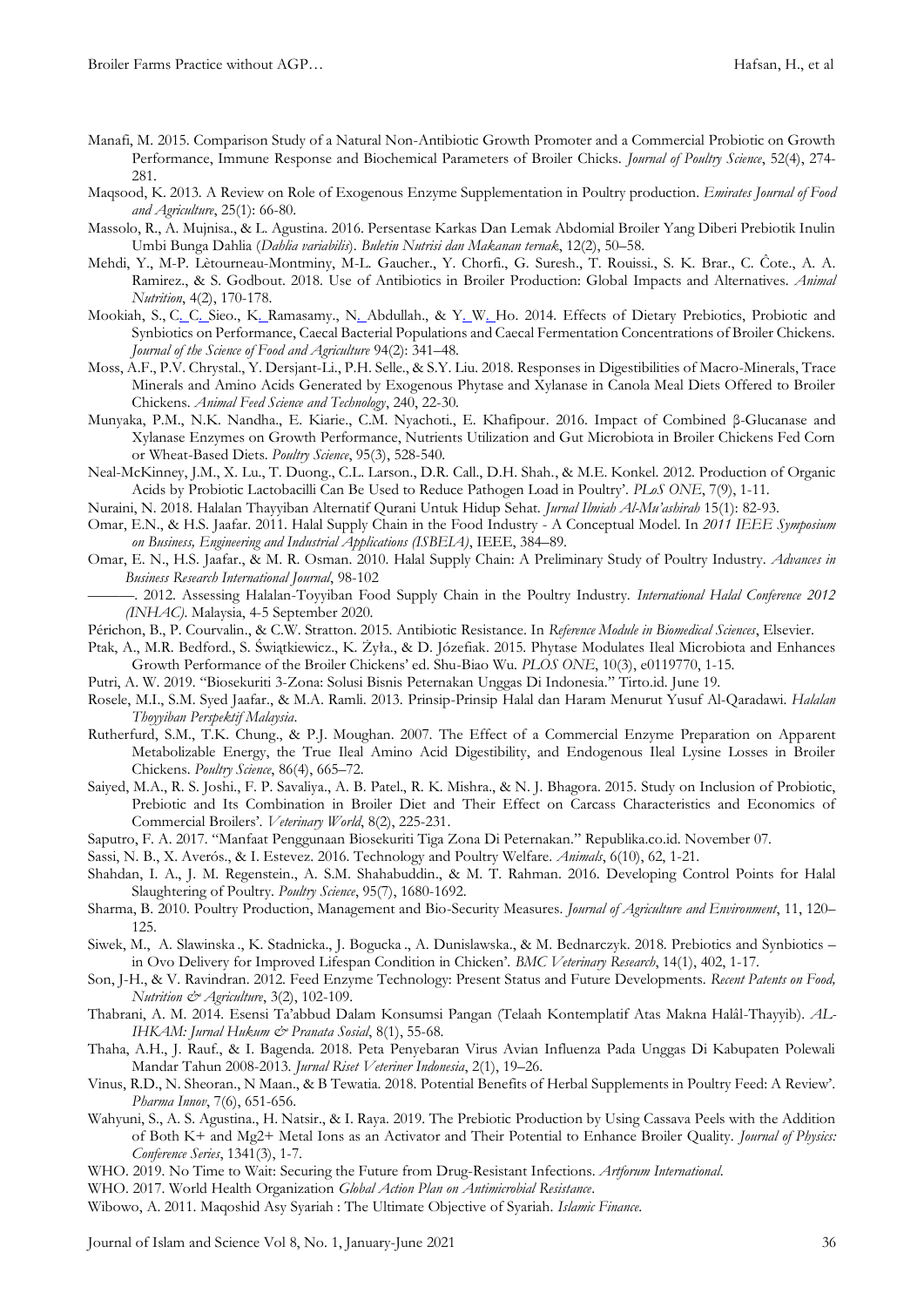Manafi, M. 2015. Comparison Study of a Natural Non-Antibiotic Growth Promoter and a Commercial Probiotic on Growth Performance, Immune Response and Biochemical Parameters of Broiler Chicks. *Journal of Poultry Science*, 52(4), 274-281.

Maqsood, K. 2013. A Review on Role of Exogenous Enzyme Supplementation in Poultry production. *Emirates Journal of Food and Agriculture*, 25(1): 66-80.

Massolo, R., A. Mujnisa., & L. Agustina. 2016. Persentase Karkas Dan Lemak Abdomial Broiler Yang Diberi Prebiotik Inulin Umbi Bunga Dahlia (*Dahlia variabilis*). *Buletin Nutrisi dan Makanan ternak*, 12(2), 50–58.

Mehdi, Y., M-P. Lètourneau-Montminy, M-L. Gaucher., Y. Chorfi., G. Suresh., T. Rouissi., S. K. Brar., C. Côte., A. A. Ramirez., & S. Godbout. 2018. Use of Antibiotics in Broiler Production: Global Impacts and Alternatives. *Animal Nutrition*, 4(2), 170-178.

Mookiah, S., C. C. Sieo., K. Ramasamy., N. Abdullah., & Y. W. Ho. 2014. Effects of Dietary Prebiotics, Probiotic and Synbiotics on Performance, Caecal Bacterial Populations and Caecal Fermentation Concentrations of Broiler Chickens. *Journal of the Science of Food and Agriculture* 94(2): 341–48.

Moss, A.F., P.V. Chrystal., Y. Dersjant-Li., P.H. Selle., & S.Y. Liu. 2018. Responses in Digestibilities of Macro-Minerals, Trace Minerals and Amino Acids Generated by Exogenous Phytase and Xylanase in Canola Meal Diets Offered to Broiler Chickens. *Animal Feed Science and Technology*, 240, 22-30.

Munyaka, P.M., N.K. Nandha., E. Kiarie., C.M. Nyachoti., E. Khafipour. 2016. Impact of Combined β-Glucanase and Xylanase Enzymes on Growth Performance, Nutrients Utilization and Gut Microbiota in Broiler Chickens Fed Corn or Wheat-Based Diets. *Poultry Science*, 95(3), 528-540.

Neal-McKinney, J.M., X. Lu., T. Duong., C.L. Larson., D.R. Call., D.H. Shah., & M.E. Konkel. 2012. Production of Organic Acids by Probiotic Lactobacilli Can Be Used to Reduce Pathogen Load in Poultry'. *PLoS ONE*, 7(9), 1-11.

Nuraini, N. 2018. Halalan Thayyiban Alternatif Qurani Untuk Hidup Sehat. *Jurnal Ilmiah Al-Mu'ashirah* 15(1): 82-93.

Omar, E.N., & H.S. Jaafar. 2011. Halal Supply Chain in the Food Industry - A Conceptual Model. In *2011 IEEE Symposium on Business, Engineering and Industrial Applications (ISBEIA)*, IEEE, 384–89.

Omar, E. N., H.S. Jaafar., & M. R. Osman. 2010. Halal Supply Chain: A Preliminary Study of Poultry Industry. *Advances in Business Research International Journal*, 98-102

———. 2012. Assessing Halalan-Toyyiban Food Supply Chain in the Poultry Industry. *International Halal Conference 2012 (INHAC)*. Malaysia, 4-5 September 2020.

Périchon, B., P. Courvalin., & C.W. Stratton. 2015. Antibiotic Resistance. In *Reference Module in Biomedical Sciences*, Elsevier.

Ptak, A., M.R. Bedford., S. Świątkiewicz., K. Żyła., & D. Józefiak. 2015. Phytase Modulates Ileal Microbiota and Enhances Growth Performance of the Broiler Chickens' ed. Shu-Biao Wu. *PLOS ONE*, 10(3), e0119770, 1-15.

Putri, A. W. 2019. "Biosekuriti 3-Zona: Solusi Bisnis Peternakan Unggas Di Indonesia." Tirto.id. June 19.

Rosele, M.I., S.M. Syed Jaafar., & M.A. Ramli. 2013. Prinsip-Prinsip Halal dan Haram Menurut Yusuf Al-Qaradawi. *Halalan Thoyyiban Perspektif Malaysia*.

Rutherfurd, S.M., T.K. Chung., & P.J. Moughan. 2007. The Effect of a Commercial Enzyme Preparation on Apparent Metabolizable Energy, the True Ileal Amino Acid Digestibility, and Endogenous Ileal Lysine Losses in Broiler Chickens. *Poultry Science*, 86(4), 665–72.

Saiyed, M.A., R. S. Joshi., F. P. Savaliya., A. B. Patel., R. K. Mishra., & N. J. Bhagora. 2015. Study on Inclusion of Probiotic, Prebiotic and Its Combination in Broiler Diet and Their Effect on Carcass Characteristics and Economics of Commercial Broilers'. *Veterinary World*, 8(2), 225-231.

Saputro, F. A. 2017. "Manfaat Penggunaan Biosekuriti Tiga Zona Di Peternakan." Republika.co.id. November 07.

Sassi, N. B., X. Averós., & I. Estevez. 2016. Technology and Poultry Welfare. *Animals*, 6(10), 62, 1-21.

Shahdan, I. A., J. M. Regenstein., A. S.M. Shahabuddin., & M. T. Rahman. 2016. Developing Control Points for Halal Slaughtering of Poultry. *Poultry Science*, 95(7), 1680-1692.

Sharma, B. 2010. Poultry Production, Management and Bio-Security Measures. *Journal of Agriculture and Environment*, 11, 120–125.

Siwek, M., A. Slawinska., K. Stadnicka., J. Bogucka., A. Dunislawska., & M. Bednarczyk. 2018. Prebiotics and Synbiotics – in Ovo Delivery for Improved Lifespan Condition in Chicken'. *BMC Veterinary Research*, 14(1), 402, 1-17.

Son, J-H., & V. Ravindran. 2012. Feed Enzyme Technology: Present Status and Future Developments. *Recent Patents on Food, Nutrition & Agriculture*, 3(2), 102-109.

Thabrani, A. M. 2014. Esensi Ta'abbud Dalam Konsumsi Pangan (Telaah Kontemplatif Atas Makna Halâl-Thayyib). *AL-IHKAM: Jurnal Hukum & Pranata Sosial*, 8(1), 55-68.

Thaha, A.H., J. Rauf., & I. Bagenda. 2018. Peta Penyebaran Virus Avian Influenza Pada Unggas Di Kabupaten Polewali Mandar Tahun 2008-2013. *Jurnal Riset Veteriner Indonesia*, 2(1), 19–26.

Vinus, R.D., N. Sheoran., N Maan., & B Tewatia. 2018. Potential Benefits of Herbal Supplements in Poultry Feed: A Review'. *Pharma Innov*, 7(6), 651-656.

Wahyuni, S., A. S. Agustina., H. Natsir., & I. Raya. 2019. The Prebiotic Production by Using Cassava Peels with the Addition of Both K+ and Mg2+ Metal Ions as an Activator and Their Potential to Enhance Broiler Quality. *Journal of Physics: Conference Series*, 1341(3), 1-7.

WHO. 2019. No Time to Wait: Securing the Future from Drug-Resistant Infections. *Artforum International*.

WHO. 2017. World Health Organization *Global Action Plan on Antimicrobial Resistance*.

Wibowo, A. 2011. Maqoshid Asy Syariah : The Ultimate Objective of Syariah. *Islamic Finance*.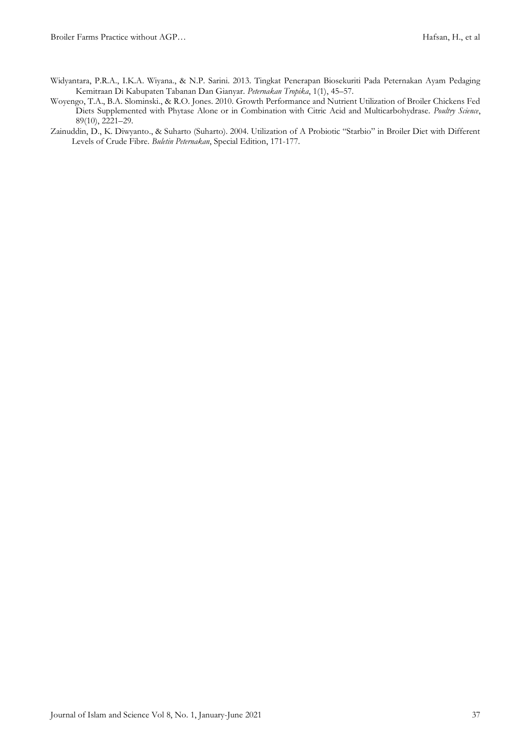Widyantara, P.R.A., I.K.A. Wiyana., & N.P. Sarini. 2013. Tingkat Penerapan Biosekuriti Pada Peternakan Ayam Pedaging Kemitraan Di Kabupaten Tabanan Dan Gianyar. *Peternakan Tropika*, 1(1), 45–57.

Woyengo, T.A., B.A. Slominski., & R.O. Jones. 2010. Growth Performance and Nutrient Utilization of Broiler Chickens Fed Diets Supplemented with Phytase Alone or in Combination with Citric Acid and Multicarbohydrase. *Poultry Science*, 89(10), 2221–29.

Zainuddin, D., K. Diwyanto., & Suharto (Suharto). 2004. Utilization of A Probiotic "Starbio" in Broiler Diet with Different Levels of Crude Fibre. *Buletin Peternakan*, Special Edition, 171-177.